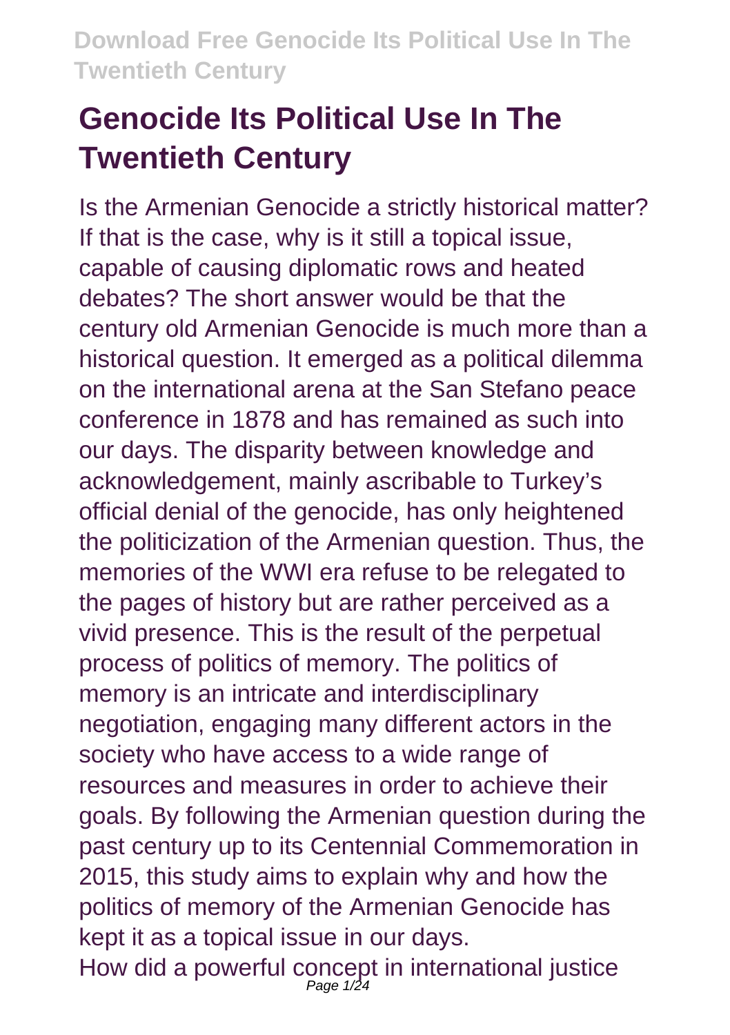# Genocide Its Political Use In The Twentieth Century

Is the Armenian Genocide a strictly historical matter? If that is the case, why is it still a topical issue, capable of causing diplomatic rows and heated debates? The short answer would be that the century old Armenian Genocide is much more than a historical question. It emerged as a political dilemma on the international arena at the San Stefano peace conference in 1878 and has remained as such into our days. The disparity between knowledge and acknowledgement, mainly ascribable to Turkey's official denial of the genocide, has only heightened the politicization of the Armenian question. Thus, the memories of the WWI era refuse to be relegated to the pages of history but are rather perceived as a vivid presence. This is the result of the perpetual process of politics of memory. The politics of memory is an intricate and interdisciplinary negotiation, engaging many different actors in the society who have access to a wide range of resources and measures in order to achieve their goals. By following the Armenian question during the past century up to its Centennial Commemoration in 2015, this study aims to explain why and how the politics of memory of the Armenian Genocide has kept it as a topical issue in our days.

How did a powerful concept in international justice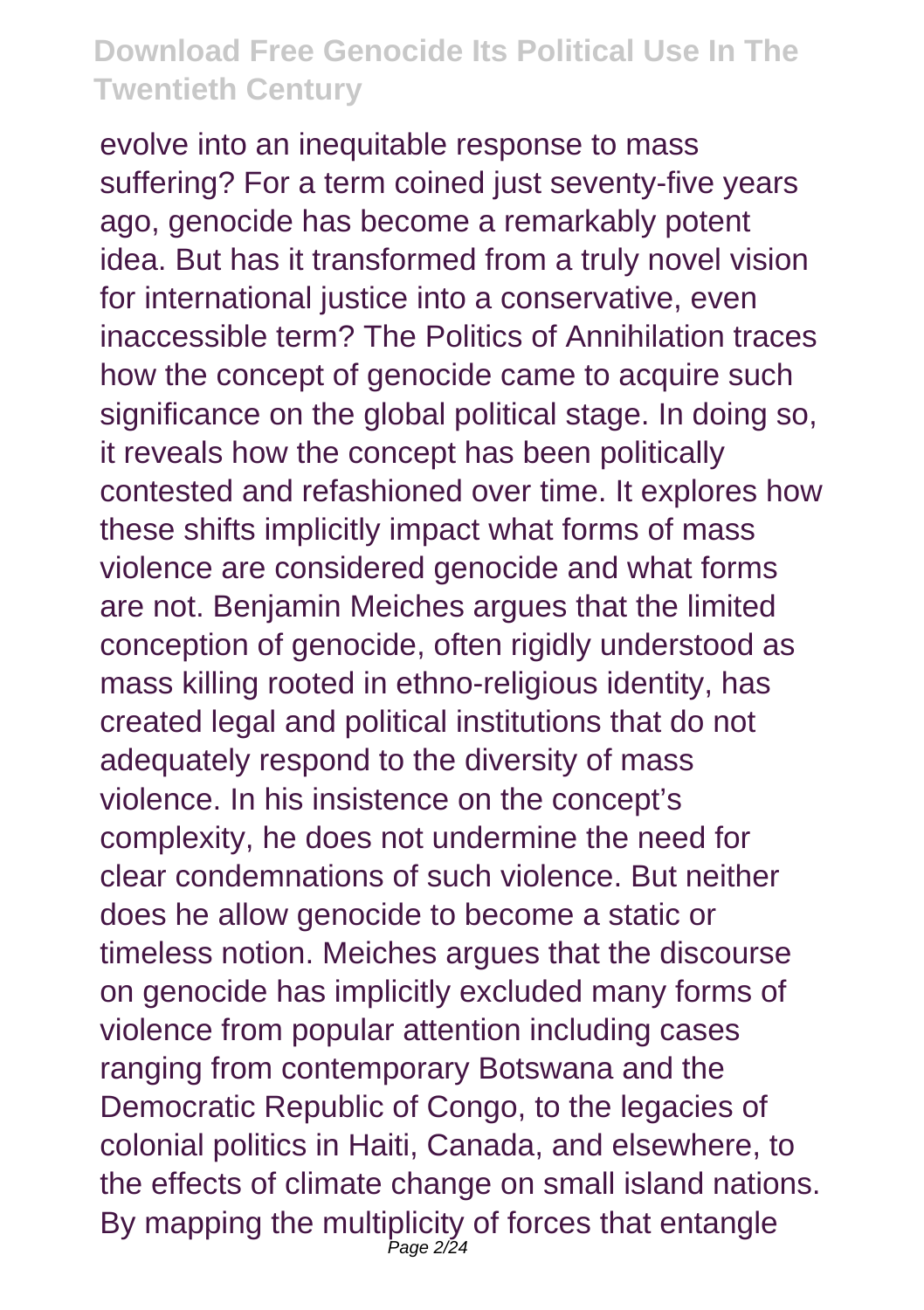evolve into an inequitable response to mass suffering? For a term coined just seventy-five years ago, genocide has become a remarkably potent idea. But has it transformed from a truly novel vision for international justice into a conservative, even inaccessible term? The Politics of Annihilation traces how the concept of genocide came to acquire such significance on the global political stage. In doing so, it reveals how the concept has been politically contested and refashioned over time. It explores how these shifts implicitly impact what forms of mass violence are considered genocide and what forms are not. Benjamin Meiches argues that the limited conception of genocide, often rigidly understood as mass killing rooted in ethno-religious identity, has created legal and political institutions that do not adequately respond to the diversity of mass violence. In his insistence on the concept's complexity, he does not undermine the need for clear condemnations of such violence. But neither does he allow genocide to become a static or timeless notion. Meiches argues that the discourse on genocide has implicitly excluded many forms of violence from popular attention including cases ranging from contemporary Botswana and the Democratic Republic of Congo, to the legacies of colonial politics in Haiti, Canada, and elsewhere, to the effects of climate change on small island nations. By mapping the multiplicity of forces that entangle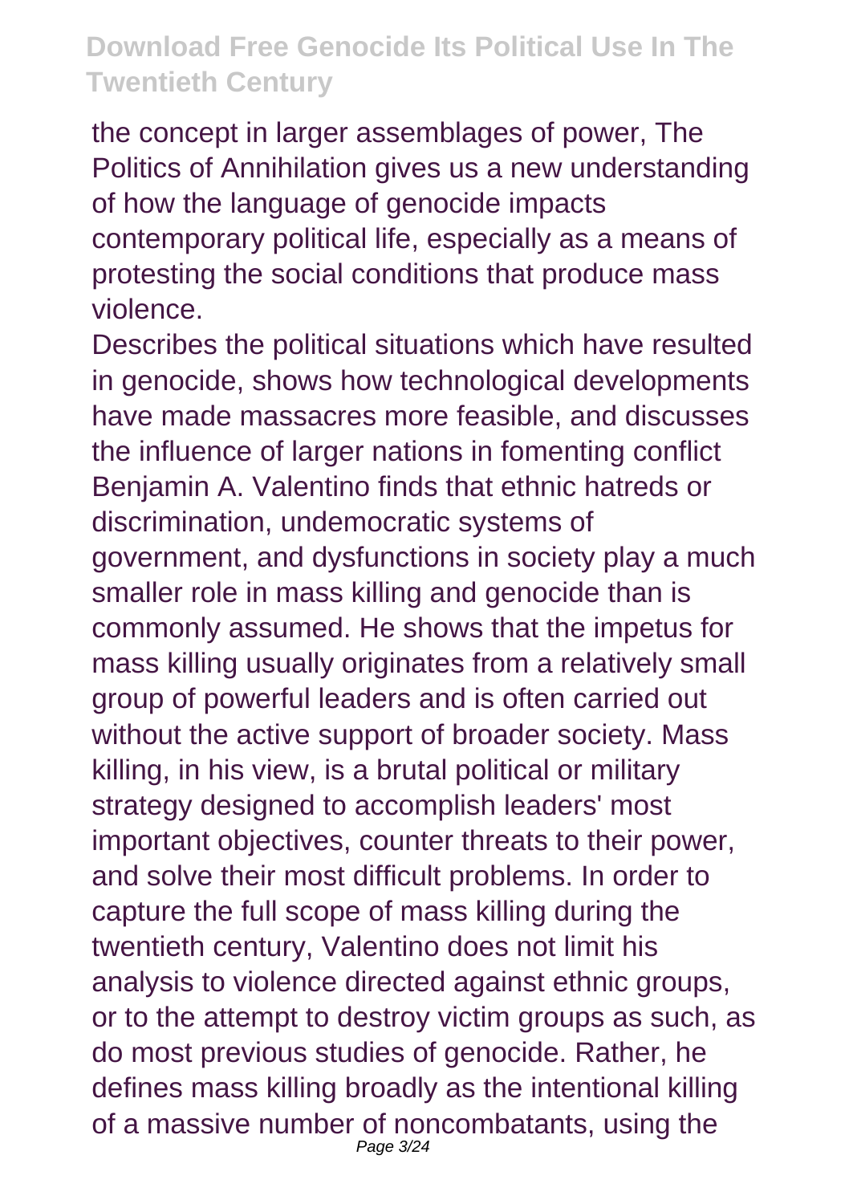the concept in larger assemblages of power, The Politics of Annihilation gives us a new understanding of how the language of genocide impacts contemporary political life, especially as a means of protesting the social conditions that produce mass violence.

Describes the political situations which have resulted in genocide, shows how technological developments have made massacres more feasible, and discusses the influence of larger nations in fomenting conflict

Benjamin A. Valentino finds that ethnic hatreds or discrimination, undemocratic systems of government, and dysfunctions in society play a much smaller role in mass killing and genocide than is commonly assumed. He shows that the impetus for mass killing usually originates from a relatively small group of powerful leaders and is often carried out without the active support of broader society. Mass killing, in his view, is a brutal political or military strategy designed to accomplish leaders' most important objectives, counter threats to their power, and solve their most difficult problems. In order to capture the full scope of mass killing during the twentieth century, Valentino does not limit his analysis to violence directed against ethnic groups, or to the attempt to destroy victim groups as such, as do most previous studies of genocide. Rather, he defines mass killing broadly as the intentional killing of a massive number of noncombatants, using the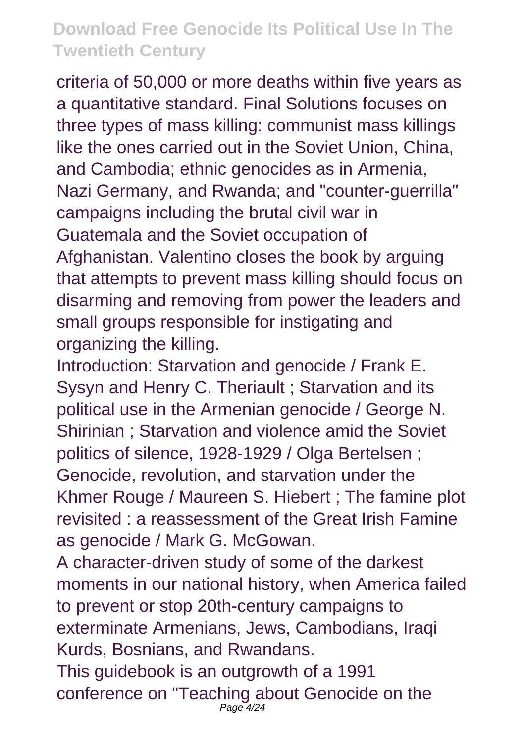criteria of 50,000 or more deaths within five years as a quantitative standard. Final Solutions focuses on three types of mass killing: communist mass killings like the ones carried out in the Soviet Union, China, and Cambodia; ethnic genocides as in Armenia, Nazi Germany, and Rwanda; and "counter-guerrilla" campaigns including the brutal civil war in Guatemala and the Soviet occupation of Afghanistan. Valentino closes the book by arguing that attempts to prevent mass killing should focus on disarming and removing from power the leaders and small groups responsible for instigating and organizing the killing.

Introduction: Starvation and genocide / Frank E. Sysyn and Henry C. Theriault ; Starvation and its political use in the Armenian genocide / George N. Shirinian ; Starvation and violence amid the Soviet politics of silence, 1928-1929 / Olga Bertelsen ; Genocide, revolution, and starvation under the Khmer Rouge / Maureen S. Hiebert ; The famine plot revisited : a reassessment of the Great Irish Famine as genocide / Mark G. McGowan.

A character-driven study of some of the darkest moments in our national history, when America failed to prevent or stop 20th-century campaigns to exterminate Armenians, Jews, Cambodians, Iraqi Kurds, Bosnians, and Rwandans.

This guidebook is an outgrowth of a 1991 conference on "Teaching about Genocide on the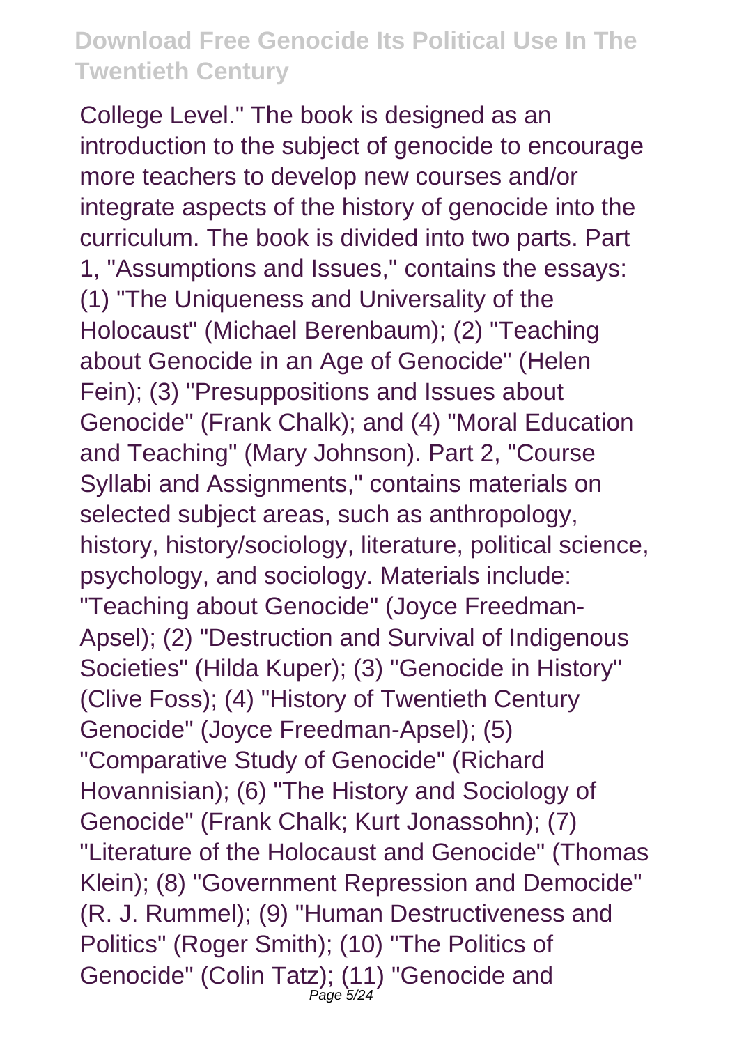College Level." The book is designed as an introduction to the subject of genocide to encourage more teachers to develop new courses and/or integrate aspects of the history of genocide into the curriculum. The book is divided into two parts. Part 1, "Assumptions and Issues," contains the essays: (1) "The Uniqueness and Universality of the Holocaust" (Michael Berenbaum); (2) "Teaching about Genocide in an Age of Genocide" (Helen Fein); (3) "Presuppositions and Issues about Genocide" (Frank Chalk); and (4) "Moral Education and Teaching" (Mary Johnson). Part 2, "Course Syllabi and Assignments," contains materials on selected subject areas, such as anthropology, history, history/sociology, literature, political science, psychology, and sociology. Materials include: "Teaching about Genocide" (Joyce Freedman-Apsel); (2) "Destruction and Survival of Indigenous Societies" (Hilda Kuper); (3) "Genocide in History" (Clive Foss); (4) "History of Twentieth Century Genocide" (Joyce Freedman-Apsel); (5) "Comparative Study of Genocide" (Richard Hovannisian); (6) "The History and Sociology of Genocide" (Frank Chalk; Kurt Jonassohn); (7) "Literature of the Holocaust and Genocide" (Thomas Klein); (8) "Government Repression and Democide" (R. J. Rummel); (9) "Human Destructiveness and Politics" (Roger Smith); (10) "The Politics of Genocide" (Colin Tatz); (11) "Genocide and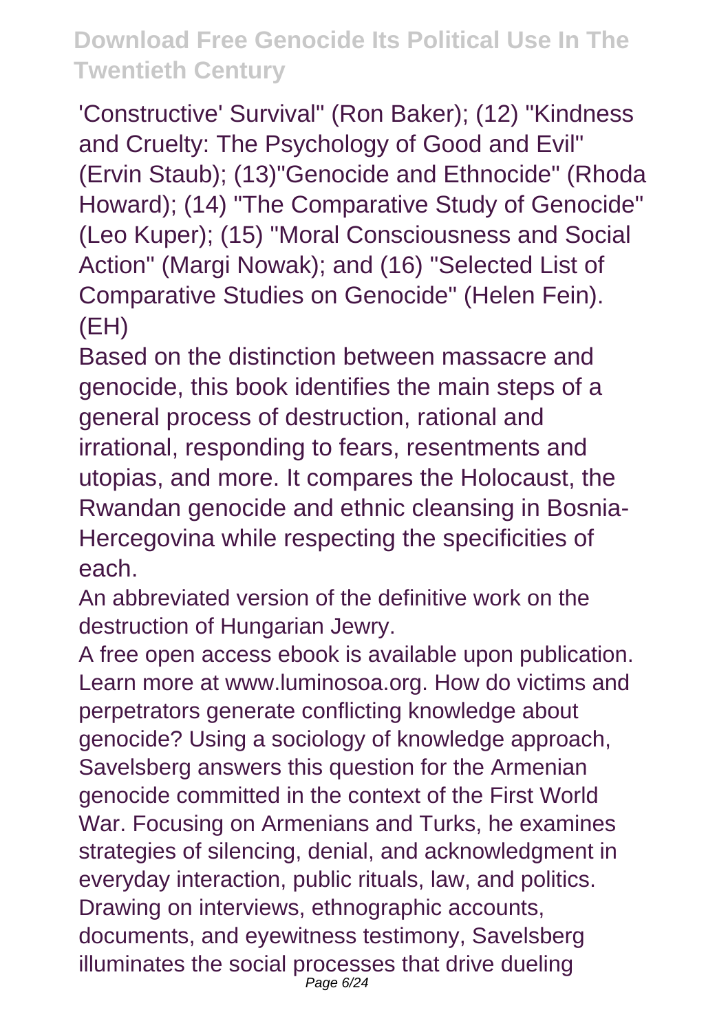'Constructive' Survival" (Ron Baker); (12) "Kindness and Cruelty: The Psychology of Good and Evil" (Ervin Staub); (13)"Genocide and Ethnocide" (Rhoda Howard); (14) "The Comparative Study of Genocide" (Leo Kuper); (15) "Moral Consciousness and Social Action" (Margi Nowak); and (16) "Selected List of Comparative Studies on Genocide" (Helen Fein). (EH)

Based on the distinction between massacre and genocide, this book identifies the main steps of a general process of destruction, rational and irrational, responding to fears, resentments and utopias, and more. It compares the Holocaust, the Rwandan genocide and ethnic cleansing in Bosnia-Hercegovina while respecting the specificities of each.

An abbreviated version of the definitive work on the destruction of Hungarian Jewry.

A free open access ebook is available upon publication. Learn more at www.luminosoa.org. How do victims and perpetrators generate conflicting knowledge about genocide? Using a sociology of knowledge approach, Savelsberg answers this question for the Armenian genocide committed in the context of the First World War. Focusing on Armenians and Turks, he examines strategies of silencing, denial, and acknowledgment in everyday interaction, public rituals, law, and politics. Drawing on interviews, ethnographic accounts, documents, and eyewitness testimony, Savelsberg illuminates the social processes that drive dueling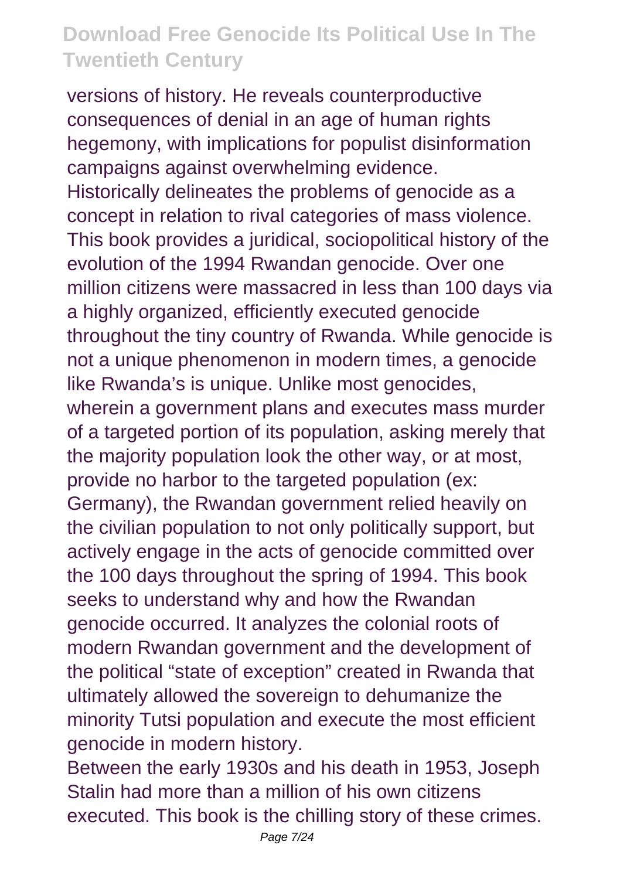versions of history. He reveals counterproductive consequences of denial in an age of human rights hegemony, with implications for populist disinformation campaigns against overwhelming evidence.

Historically delineates the problems of genocide as a concept in relation to rival categories of mass violence.

This book provides a juridical, sociopolitical history of the evolution of the 1994 Rwandan genocide. Over one million citizens were massacred in less than 100 days via a highly organized, efficiently executed genocide throughout the tiny country of Rwanda. While genocide is not a unique phenomenon in modern times, a genocide like Rwanda's is unique. Unlike most genocides, wherein a government plans and executes mass murder of a targeted portion of its population, asking merely that the majority population look the other way, or at most, provide no harbor to the targeted population (ex: Germany), the Rwandan government relied heavily on the civilian population to not only politically support, but actively engage in the acts of genocide committed over the 100 days throughout the spring of 1994. This book seeks to understand why and how the Rwandan genocide occurred. It analyzes the colonial roots of modern Rwandan government and the development of the political "state of exception" created in Rwanda that ultimately allowed the sovereign to dehumanize the minority Tutsi population and execute the most efficient genocide in modern history.

Between the early 1930s and his death in 1953, Joseph Stalin had more than a million of his own citizens executed. This book is the chilling story of these crimes.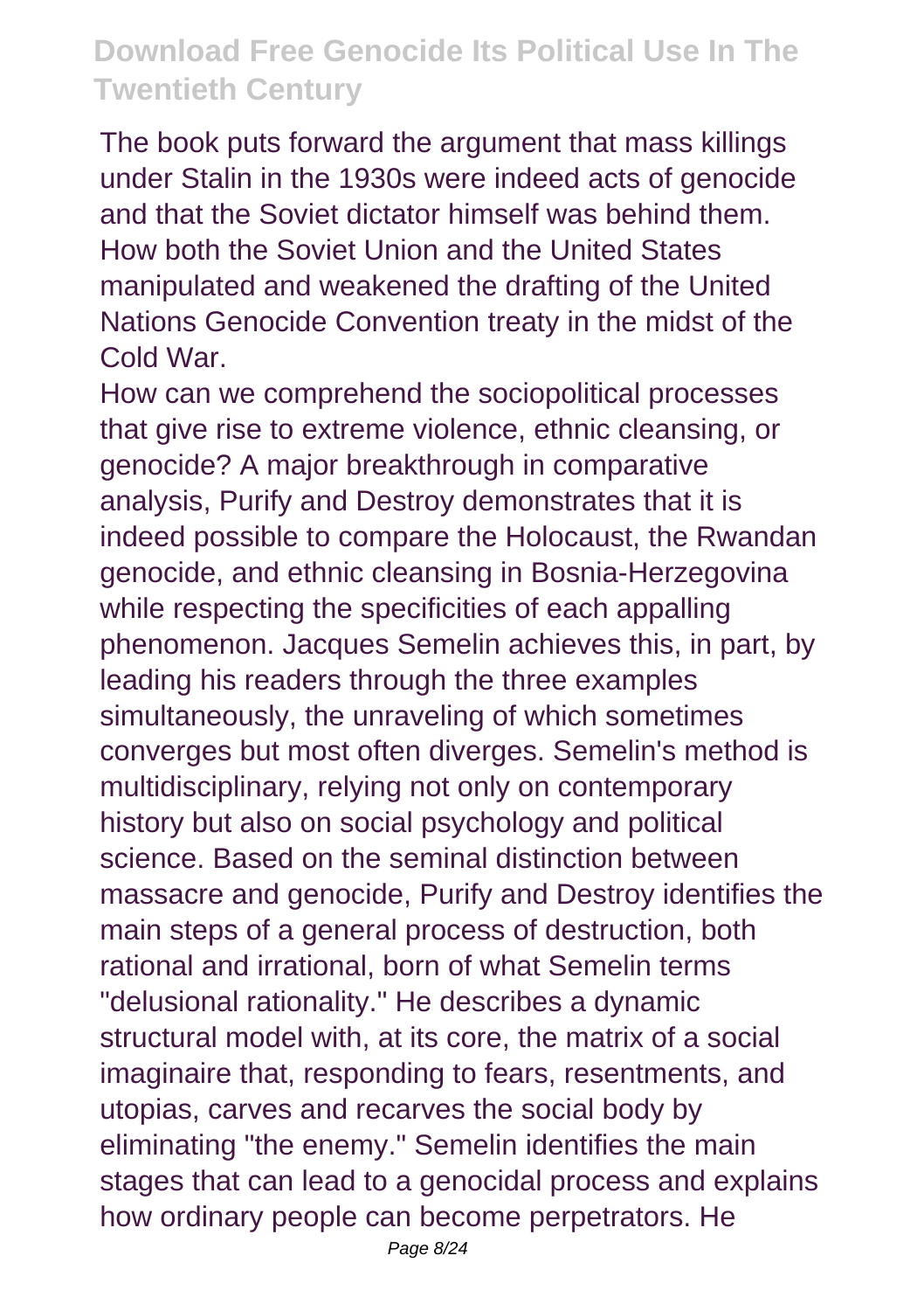The book puts forward the argument that mass killings under Stalin in the 1930s were indeed acts of genocide and that the Soviet dictator himself was behind them. How both the Soviet Union and the United States manipulated and weakened the drafting of the United Nations Genocide Convention treaty in the midst of the Cold War.

How can we comprehend the sociopolitical processes that give rise to extreme violence, ethnic cleansing, or genocide? A major breakthrough in comparative analysis, Purify and Destroy demonstrates that it is indeed possible to compare the Holocaust, the Rwandan genocide, and ethnic cleansing in Bosnia-Herzegovina while respecting the specificities of each appalling phenomenon. Jacques Semelin achieves this, in part, by leading his readers through the three examples simultaneously, the unraveling of which sometimes converges but most often diverges. Semelin's method is multidisciplinary, relying not only on contemporary history but also on social psychology and political science. Based on the seminal distinction between massacre and genocide, Purify and Destroy identifies the main steps of a general process of destruction, both rational and irrational, born of what Semelin terms "delusional rationality." He describes a dynamic structural model with, at its core, the matrix of a social imaginaire that, responding to fears, resentments, and utopias, carves and recarves the social body by eliminating "the enemy." Semelin identifies the main stages that can lead to a genocidal process and explains how ordinary people can become perpetrators. He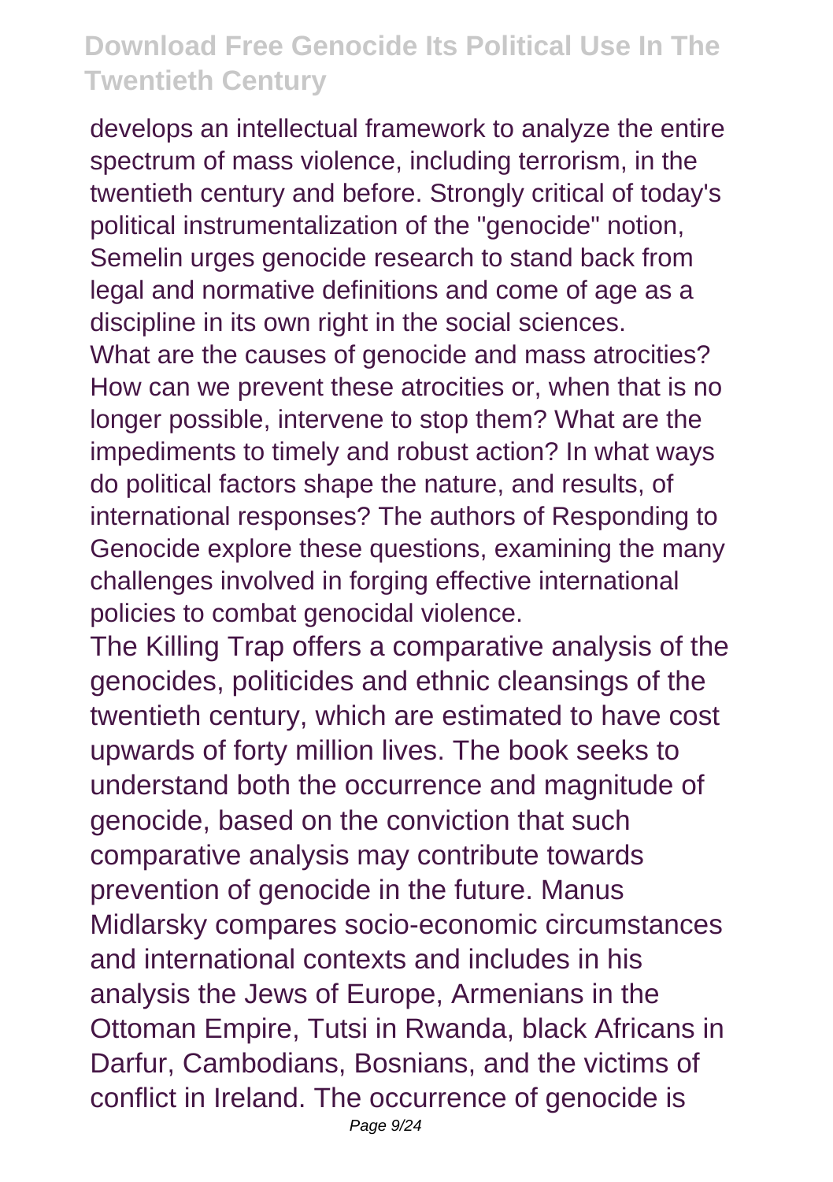develops an intellectual framework to analyze the entire spectrum of mass violence, including terrorism, in the twentieth century and before. Strongly critical of today's political instrumentalization of the "genocide" notion, Semelin urges genocide research to stand back from legal and normative definitions and come of age as a discipline in its own right in the social sciences.

What are the causes of genocide and mass atrocities? How can we prevent these atrocities or, when that is no longer possible, intervene to stop them? What are the impediments to timely and robust action? In what ways do political factors shape the nature, and results, of international responses? The authors of Responding to Genocide explore these questions, examining the many challenges involved in forging effective international policies to combat genocidal violence.

The Killing Trap offers a comparative analysis of the genocides, politicides and ethnic cleansings of the twentieth century, which are estimated to have cost upwards of forty million lives. The book seeks to understand both the occurrence and magnitude of genocide, based on the conviction that such comparative analysis may contribute towards prevention of genocide in the future. Manus Midlarsky compares socio-economic circumstances and international contexts and includes in his analysis the Jews of Europe, Armenians in the Ottoman Empire, Tutsi in Rwanda, black Africans in Darfur, Cambodians, Bosnians, and the victims of conflict in Ireland. The occurrence of genocide is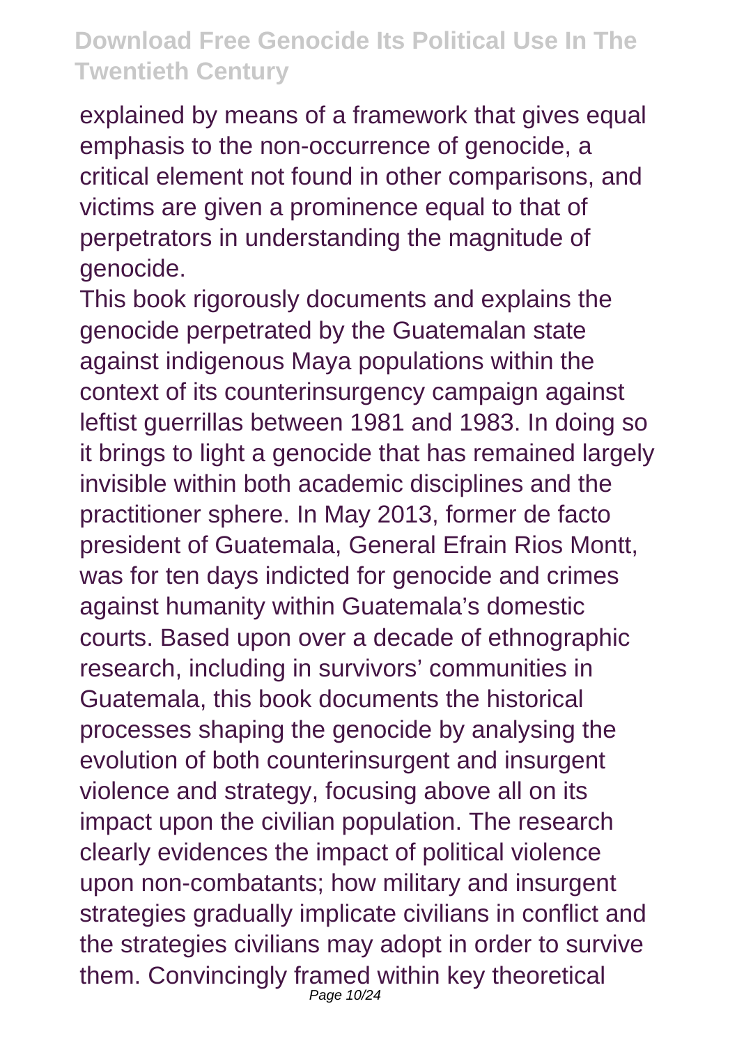explained by means of a framework that gives equal emphasis to the non-occurrence of genocide, a critical element not found in other comparisons, and victims are given a prominence equal to that of perpetrators in understanding the magnitude of genocide.

This book rigorously documents and explains the genocide perpetrated by the Guatemalan state against indigenous Maya populations within the context of its counterinsurgency campaign against leftist guerrillas between 1981 and 1983. In doing so it brings to light a genocide that has remained largely invisible within both academic disciplines and the practitioner sphere. In May 2013, former de facto president of Guatemala, General Efrain Rios Montt, was for ten days indicted for genocide and crimes against humanity within Guatemala's domestic courts. Based upon over a decade of ethnographic research, including in survivors' communities in Guatemala, this book documents the historical processes shaping the genocide by analysing the evolution of both counterinsurgent and insurgent violence and strategy, focusing above all on its impact upon the civilian population. The research clearly evidences the impact of political violence upon non-combatants; how military and insurgent strategies gradually implicate civilians in conflict and the strategies civilians may adopt in order to survive them. Convincingly framed within key theoretical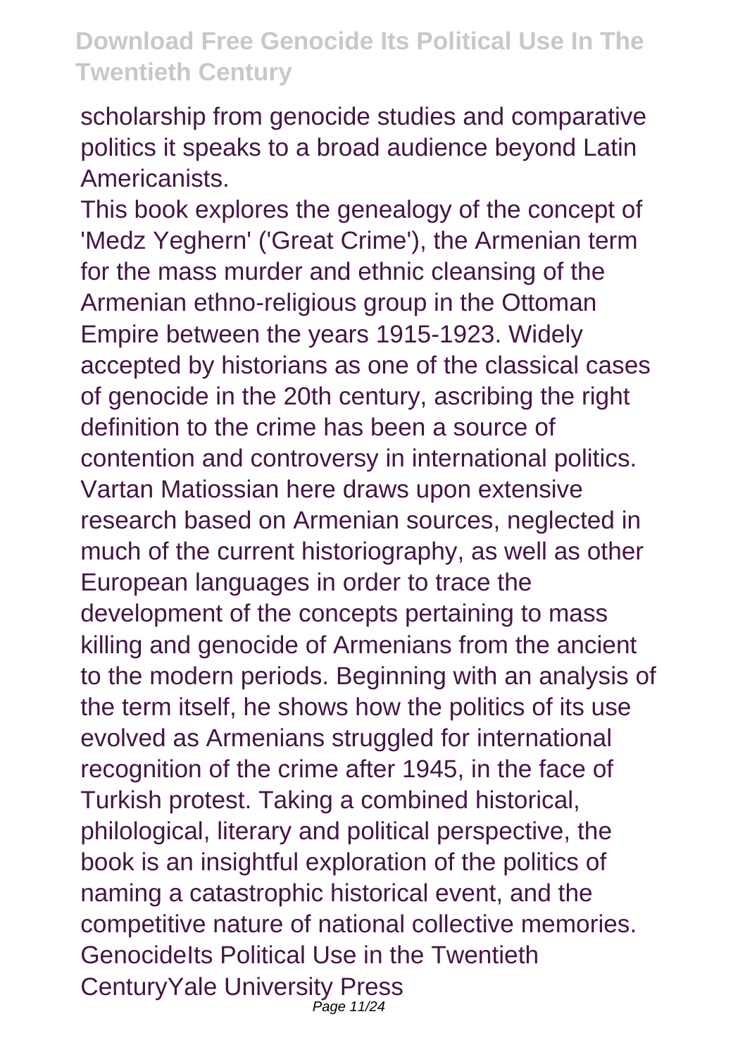scholarship from genocide studies and comparative politics it speaks to a broad audience beyond Latin Americanists.

This book explores the genealogy of the concept of 'Medz Yeghern' ('Great Crime'), the Armenian term for the mass murder and ethnic cleansing of the Armenian ethno-religious group in the Ottoman Empire between the years 1915-1923. Widely accepted by historians as one of the classical cases of genocide in the 20th century, ascribing the right definition to the crime has been a source of contention and controversy in international politics. Vartan Matiossian here draws upon extensive research based on Armenian sources, neglected in much of the current historiography, as well as other European languages in order to trace the development of the concepts pertaining to mass killing and genocide of Armenians from the ancient to the modern periods. Beginning with an analysis of the term itself, he shows how the politics of its use evolved as Armenians struggled for international recognition of the crime after 1945, in the face of Turkish protest. Taking a combined historical, philological, literary and political perspective, the book is an insightful exploration of the politics of naming a catastrophic historical event, and the competitive nature of national collective memories.

GenocideIts Political Use in the Twentieth CenturyYale University Press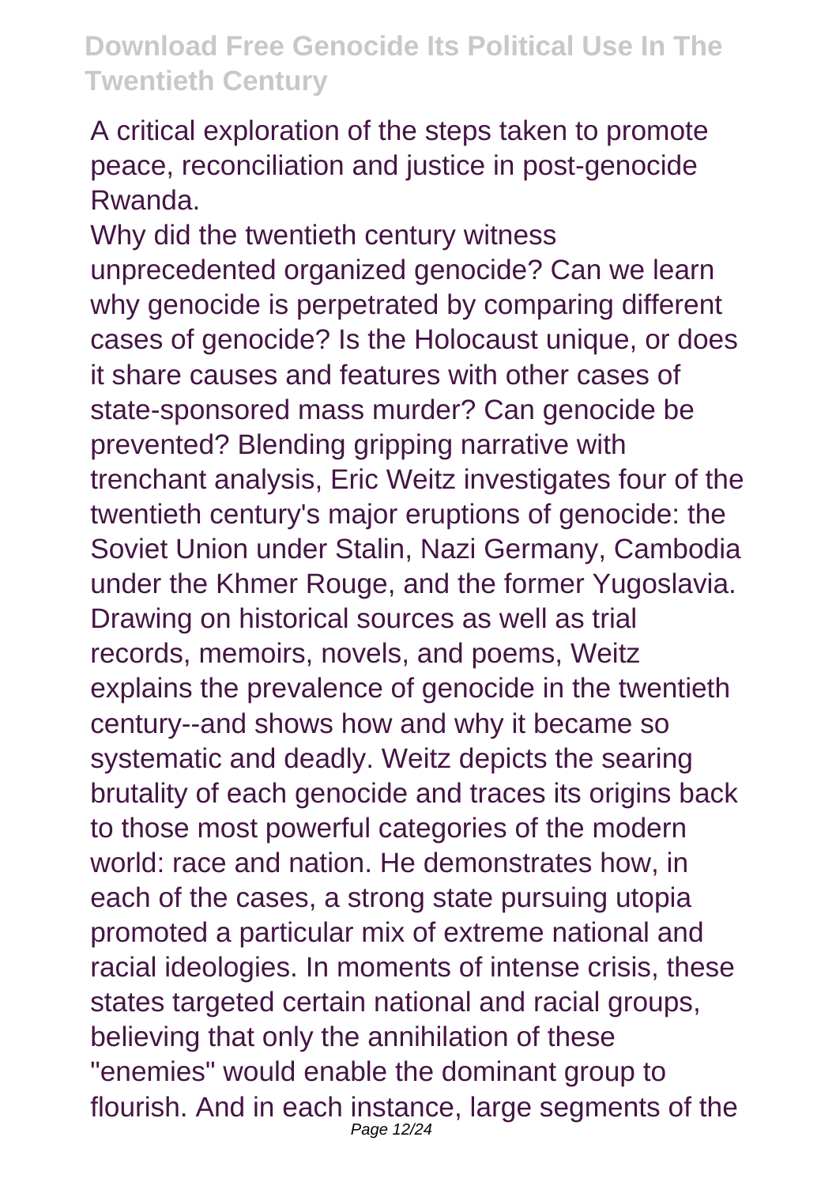A critical exploration of the steps taken to promote peace, reconciliation and justice in post-genocide Rwanda.

Why did the twentieth century witness unprecedented organized genocide? Can we learn why genocide is perpetrated by comparing different cases of genocide? Is the Holocaust unique, or does it share causes and features with other cases of state-sponsored mass murder? Can genocide be prevented? Blending gripping narrative with trenchant analysis, Eric Weitz investigates four of the twentieth century's major eruptions of genocide: the Soviet Union under Stalin, Nazi Germany, Cambodia under the Khmer Rouge, and the former Yugoslavia. Drawing on historical sources as well as trial records, memoirs, novels, and poems, Weitz explains the prevalence of genocide in the twentieth century--and shows how and why it became so systematic and deadly. Weitz depicts the searing brutality of each genocide and traces its origins back to those most powerful categories of the modern world: race and nation. He demonstrates how, in each of the cases, a strong state pursuing utopia promoted a particular mix of extreme national and racial ideologies. In moments of intense crisis, these states targeted certain national and racial groups, believing that only the annihilation of these "enemies" would enable the dominant group to flourish. And in each instance, large segments of the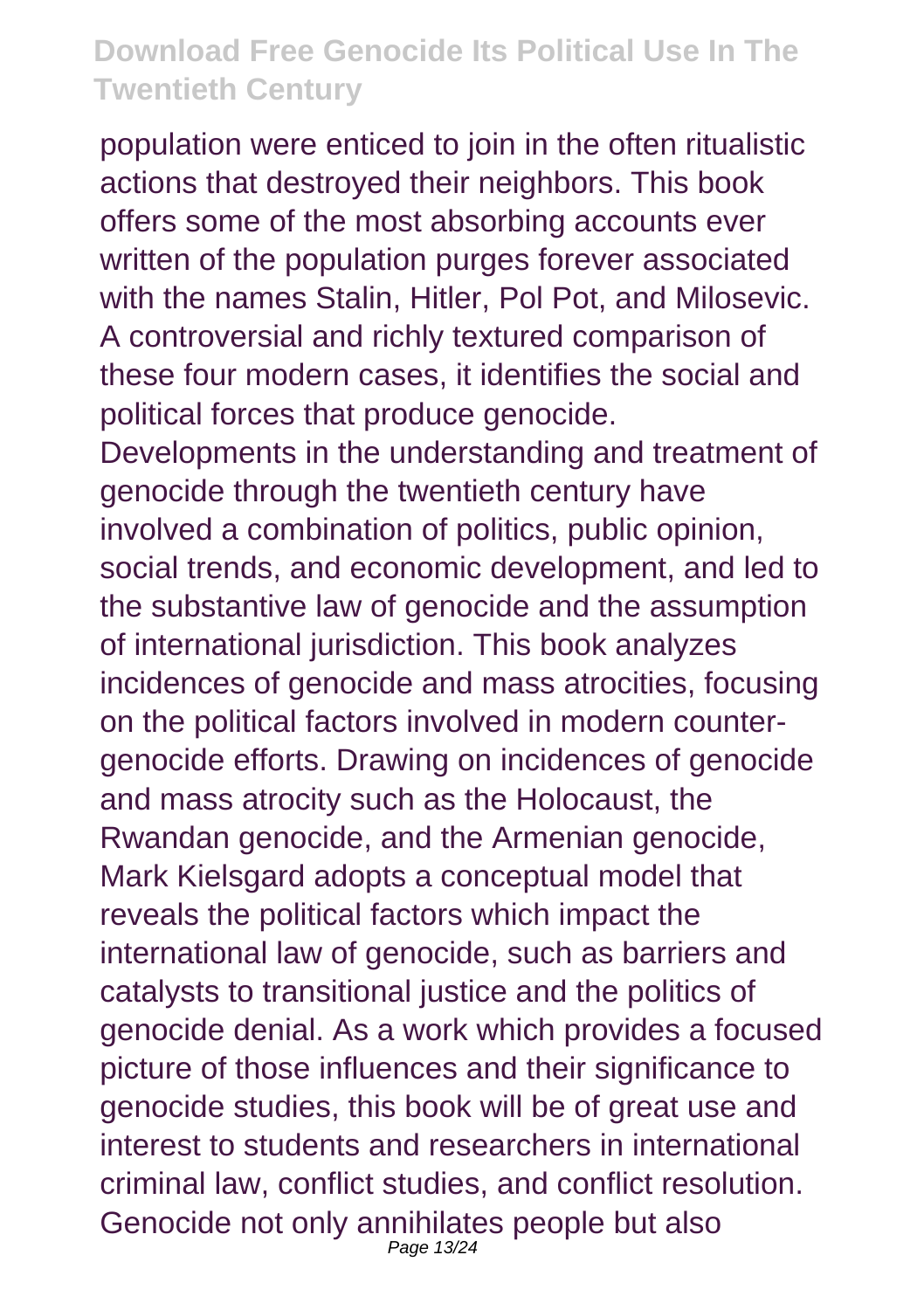population were enticed to join in the often ritualistic actions that destroyed their neighbors. This book offers some of the most absorbing accounts ever written of the population purges forever associated with the names Stalin, Hitler, Pol Pot, and Milosevic. A controversial and richly textured comparison of these four modern cases, it identifies the social and political forces that produce genocide.

Developments in the understanding and treatment of genocide through the twentieth century have involved a combination of politics, public opinion, social trends, and economic development, and led to the substantive law of genocide and the assumption of international jurisdiction. This book analyzes incidences of genocide and mass atrocities, focusing on the political factors involved in modern counter-genocide efforts. Drawing on incidences of genocide and mass atrocity such as the Holocaust, the Rwandan genocide, and the Armenian genocide, Mark Kielsgard adopts a conceptual model that reveals the political factors which impact the international law of genocide, such as barriers and catalysts to transitional justice and the politics of genocide denial. As a work which provides a focused picture of those influences and their significance to genocide studies, this book will be of great use and interest to students and researchers in international criminal law, conflict studies, and conflict resolution.

Genocide not only annihilates people but also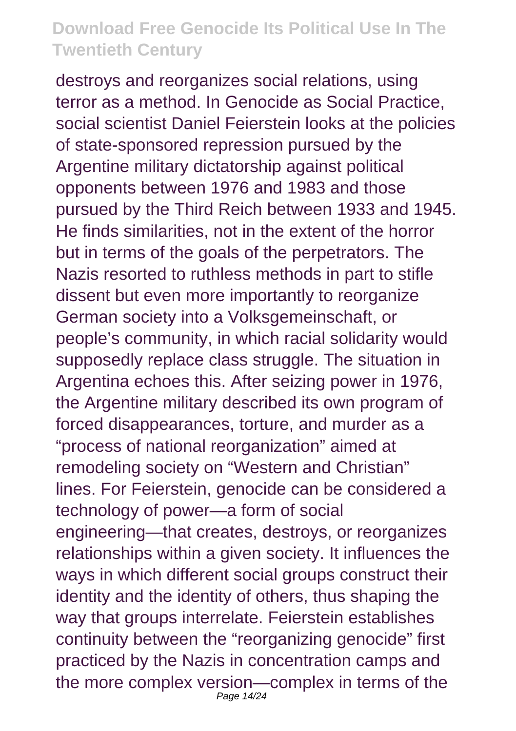destroys and reorganizes social relations, using terror as a method. In Genocide as Social Practice, social scientist Daniel Feierstein looks at the policies of state-sponsored repression pursued by the Argentine military dictatorship against political opponents between 1976 and 1983 and those pursued by the Third Reich between 1933 and 1945. He finds similarities, not in the extent of the horror but in terms of the goals of the perpetrators. The Nazis resorted to ruthless methods in part to stifle dissent but even more importantly to reorganize German society into a Volksgemeinschaft, or people's community, in which racial solidarity would supposedly replace class struggle. The situation in Argentina echoes this. After seizing power in 1976, the Argentine military described its own program of forced disappearances, torture, and murder as a "process of national reorganization" aimed at remodeling society on "Western and Christian" lines. For Feierstein, genocide can be considered a technology of power—a form of social engineering—that creates, destroys, or reorganizes relationships within a given society. It influences the ways in which different social groups construct their identity and the identity of others, thus shaping the way that groups interrelate. Feierstein establishes continuity between the "reorganizing genocide" first practiced by the Nazis in concentration camps and the more complex version—complex in terms of the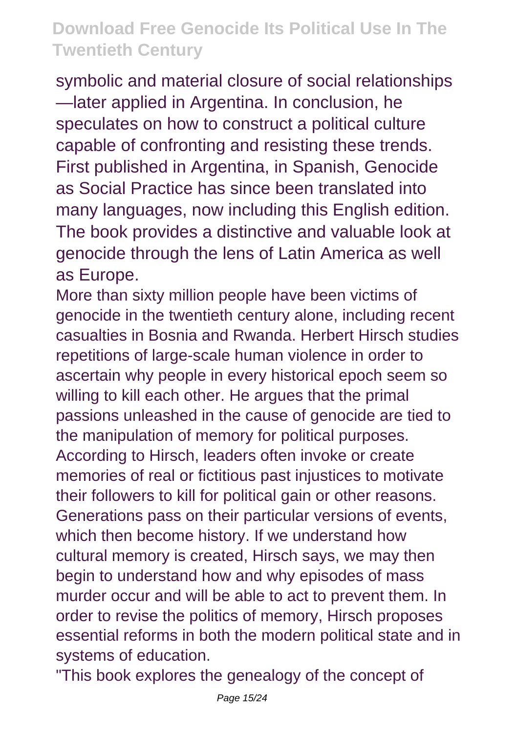symbolic and material closure of social relationships—later applied in Argentina. In conclusion, he speculates on how to construct a political culture capable of confronting and resisting these trends. First published in Argentina, in Spanish, Genocide as Social Practice has since been translated into many languages, now including this English edition. The book provides a distinctive and valuable look at genocide through the lens of Latin America as well as Europe.

More than sixty million people have been victims of genocide in the twentieth century alone, including recent casualties in Bosnia and Rwanda. Herbert Hirsch studies repetitions of large-scale human violence in order to ascertain why people in every historical epoch seem so willing to kill each other. He argues that the primal passions unleashed in the cause of genocide are tied to the manipulation of memory for political purposes. According to Hirsch, leaders often invoke or create memories of real or fictitious past injustices to motivate their followers to kill for political gain or other reasons. Generations pass on their particular versions of events, which then become history. If we understand how cultural memory is created, Hirsch says, we may then begin to understand how and why episodes of mass murder occur and will be able to act to prevent them. In order to revise the politics of memory, Hirsch proposes essential reforms in both the modern political state and in systems of education.

"This book explores the genealogy of the concept of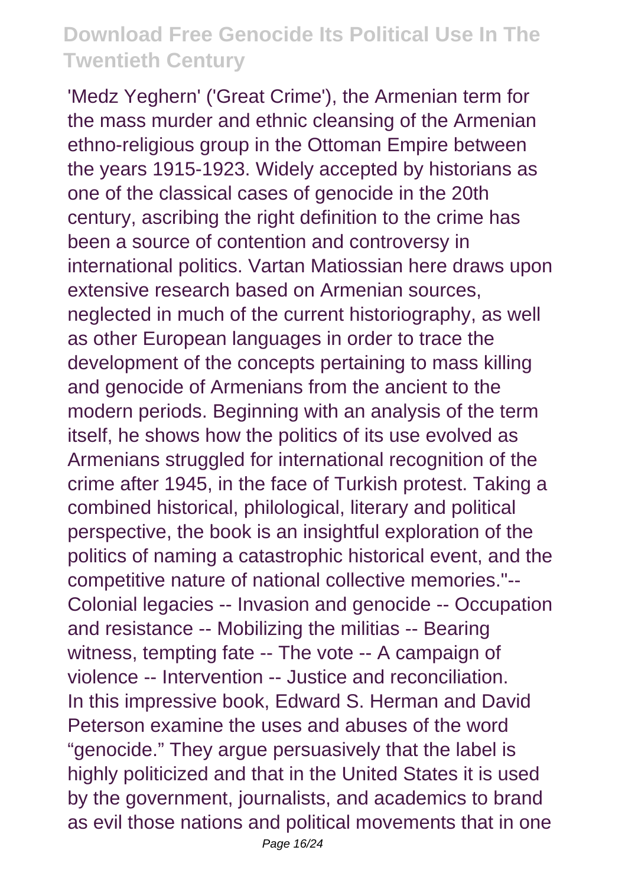'Medz Yeghern' ('Great Crime'), the Armenian term for the mass murder and ethnic cleansing of the Armenian ethno-religious group in the Ottoman Empire between the years 1915-1923. Widely accepted by historians as one of the classical cases of genocide in the 20th century, ascribing the right definition to the crime has been a source of contention and controversy in international politics. Vartan Matiossian here draws upon extensive research based on Armenian sources, neglected in much of the current historiography, as well as other European languages in order to trace the development of the concepts pertaining to mass killing and genocide of Armenians from the ancient to the modern periods. Beginning with an analysis of the term itself, he shows how the politics of its use evolved as Armenians struggled for international recognition of the crime after 1945, in the face of Turkish protest. Taking a combined historical, philological, literary and political perspective, the book is an insightful exploration of the politics of naming a catastrophic historical event, and the competitive nature of national collective memories."-- Colonial legacies -- Invasion and genocide -- Occupation and resistance -- Mobilizing the militias -- Bearing witness, tempting fate -- The vote -- A campaign of violence -- Intervention -- Justice and reconciliation.

In this impressive book, Edward S. Herman and David Peterson examine the uses and abuses of the word "genocide." They argue persuasively that the label is highly politicized and that in the United States it is used by the government, journalists, and academics to brand as evil those nations and political movements that in one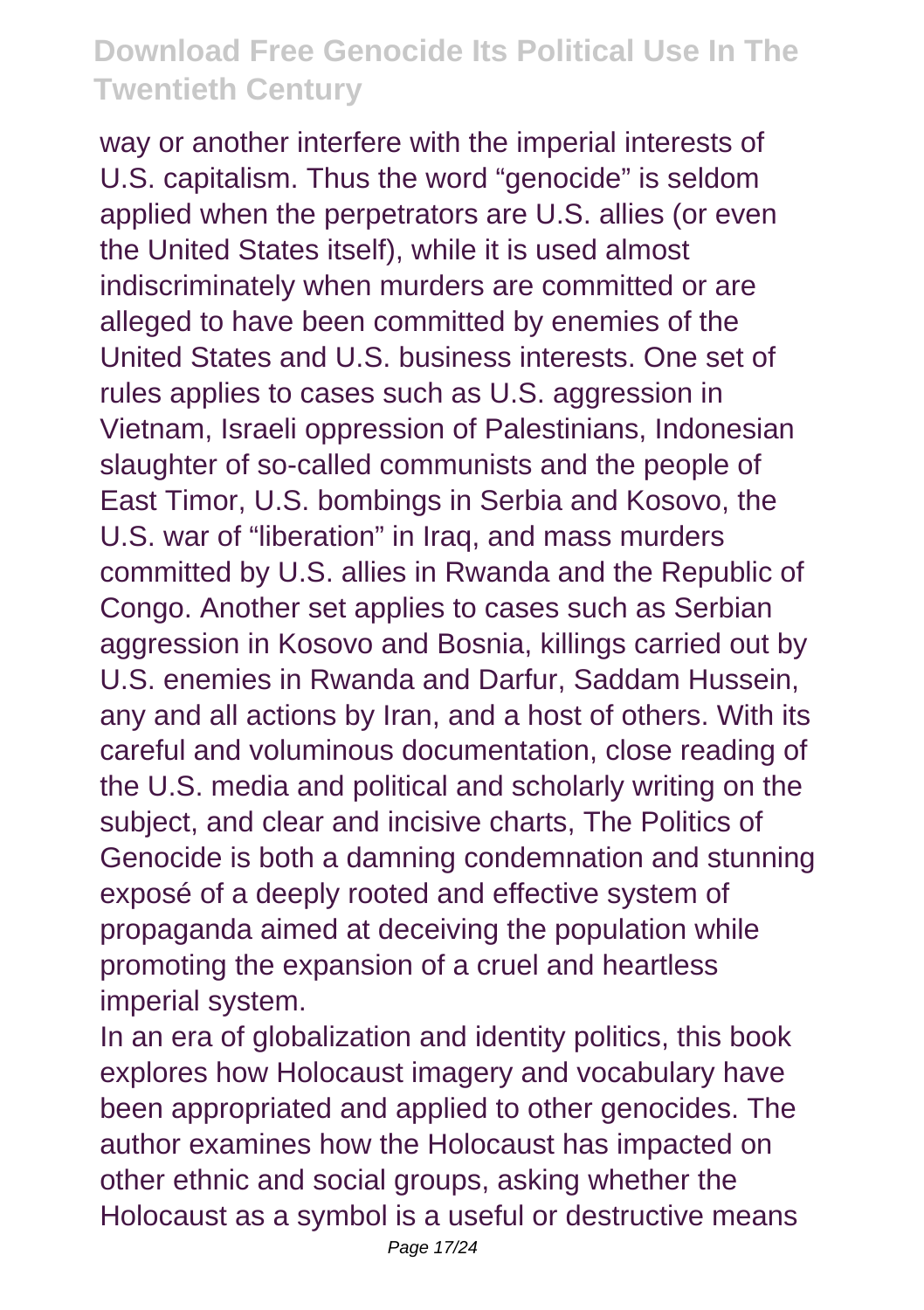way or another interfere with the imperial interests of U.S. capitalism. Thus the word "genocide" is seldom applied when the perpetrators are U.S. allies (or even the United States itself), while it is used almost indiscriminately when murders are committed or are alleged to have been committed by enemies of the United States and U.S. business interests. One set of rules applies to cases such as U.S. aggression in Vietnam, Israeli oppression of Palestinians, Indonesian slaughter of so-called communists and the people of East Timor, U.S. bombings in Serbia and Kosovo, the U.S. war of "liberation" in Iraq, and mass murders committed by U.S. allies in Rwanda and the Republic of Congo. Another set applies to cases such as Serbian aggression in Kosovo and Bosnia, killings carried out by U.S. enemies in Rwanda and Darfur, Saddam Hussein, any and all actions by Iran, and a host of others. With its careful and voluminous documentation, close reading of the U.S. media and political and scholarly writing on the subject, and clear and incisive charts, The Politics of Genocide is both a damning condemnation and stunning exposé of a deeply rooted and effective system of propaganda aimed at deceiving the population while promoting the expansion of a cruel and heartless imperial system.

In an era of globalization and identity politics, this book explores how Holocaust imagery and vocabulary have been appropriated and applied to other genocides. The author examines how the Holocaust has impacted on other ethnic and social groups, asking whether the Holocaust as a symbol is a useful or destructive means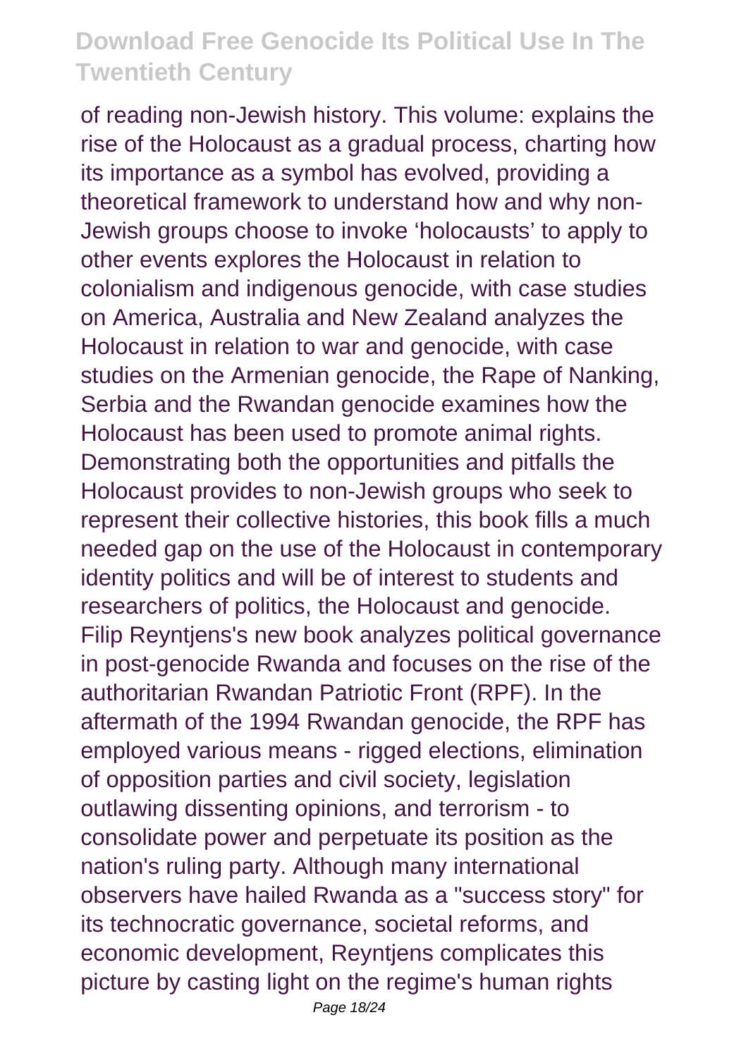of reading non-Jewish history. This volume: explains the rise of the Holocaust as a gradual process, charting how its importance as a symbol has evolved, providing a theoretical framework to understand how and why non-Jewish groups choose to invoke 'holocausts' to apply to other events explores the Holocaust in relation to colonialism and indigenous genocide, with case studies on America, Australia and New Zealand analyzes the Holocaust in relation to war and genocide, with case studies on the Armenian genocide, the Rape of Nanking, Serbia and the Rwandan genocide examines how the Holocaust has been used to promote animal rights. Demonstrating both the opportunities and pitfalls the Holocaust provides to non-Jewish groups who seek to represent their collective histories, this book fills a much needed gap on the use of the Holocaust in contemporary identity politics and will be of interest to students and researchers of politics, the Holocaust and genocide.
Filip Reyntjens's new book analyzes political governance in post-genocide Rwanda and focuses on the rise of the authoritarian Rwandan Patriotic Front (RPF). In the aftermath of the 1994 Rwandan genocide, the RPF has employed various means - rigged elections, elimination of opposition parties and civil society, legislation outlawing dissenting opinions, and terrorism - to consolidate power and perpetuate its position as the nation's ruling party. Although many international observers have hailed Rwanda as a "success story" for its technocratic governance, societal reforms, and economic development, Reyntjens complicates this picture by casting light on the regime's human rights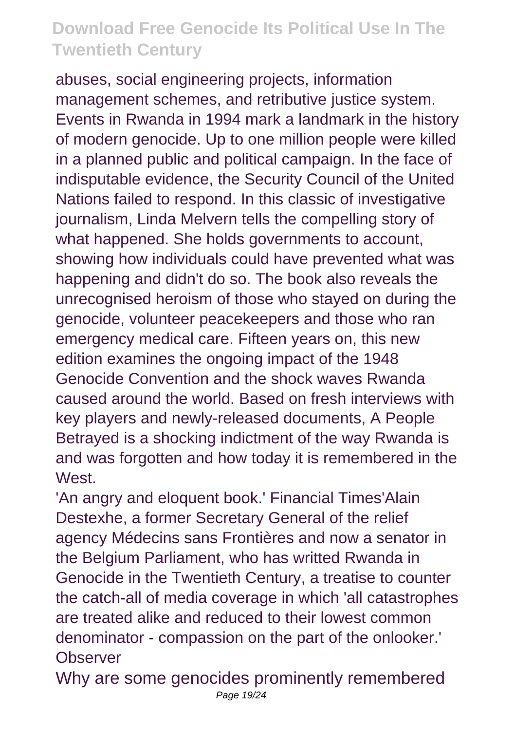abuses, social engineering projects, information management schemes, and retributive justice system. Events in Rwanda in 1994 mark a landmark in the history of modern genocide. Up to one million people were killed in a planned public and political campaign. In the face of indisputable evidence, the Security Council of the United Nations failed to respond. In this classic of investigative journalism, Linda Melvern tells the compelling story of what happened. She holds governments to account, showing how individuals could have prevented what was happening and didn't do so. The book also reveals the unrecognised heroism of those who stayed on during the genocide, volunteer peacekeepers and those who ran emergency medical care. Fifteen years on, this new edition examines the ongoing impact of the 1948 Genocide Convention and the shock waves Rwanda caused around the world. Based on fresh interviews with key players and newly-released documents, A People Betrayed is a shocking indictment of the way Rwanda is and was forgotten and how today it is remembered in the West.

'An angry and eloquent book.' Financial Times'Alain Destexhe, a former Secretary General of the relief agency Médecins sans Frontières and now a senator in the Belgium Parliament, who has writted Rwanda in Genocide in the Twentieth Century, a treatise to counter the catch-all of media coverage in which 'all catastrophes are treated alike and reduced to their lowest common denominator - compassion on the part of the onlooker.' Observer

Why are some genocides prominently remembered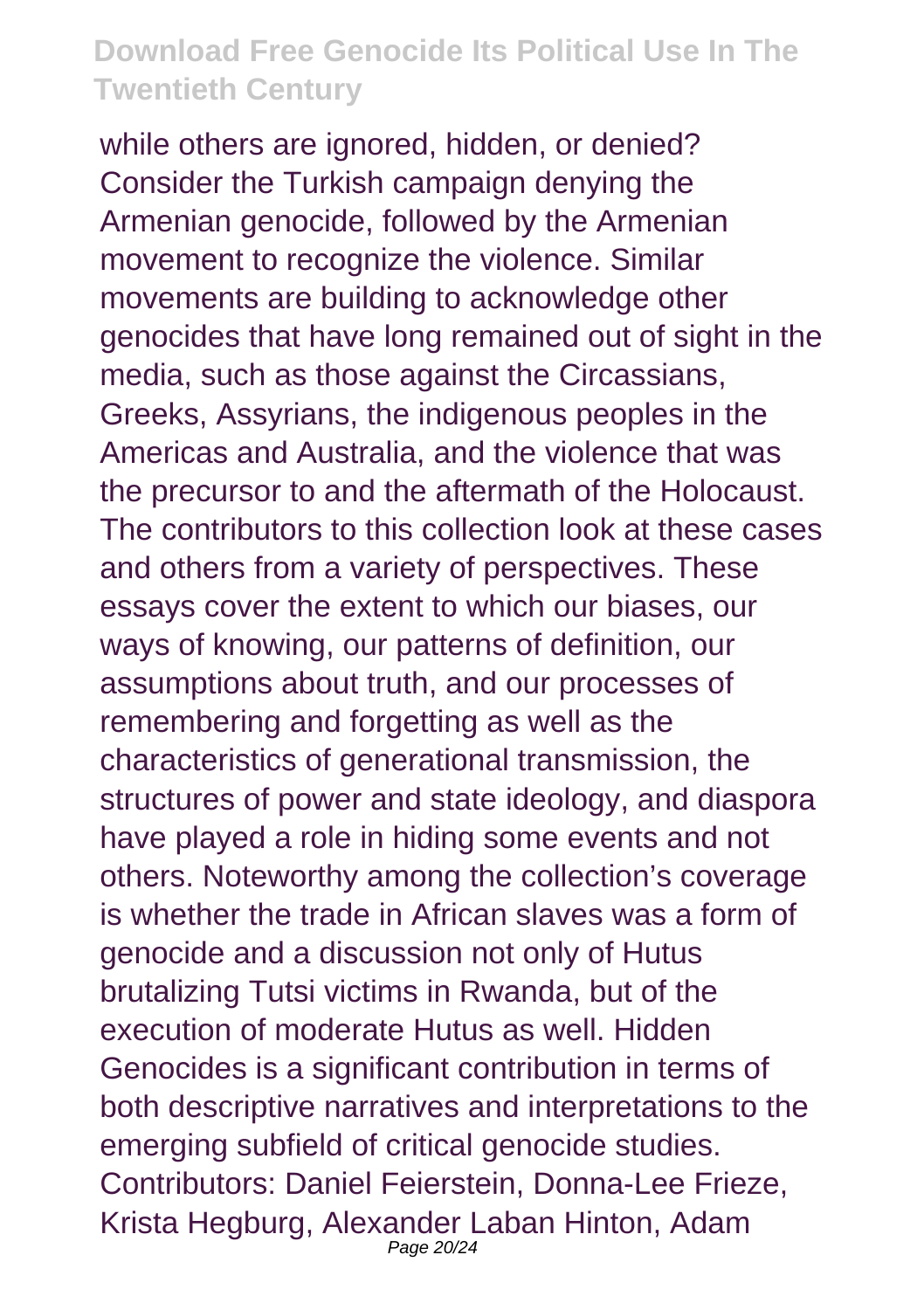while others are ignored, hidden, or denied? Consider the Turkish campaign denying the Armenian genocide, followed by the Armenian movement to recognize the violence. Similar movements are building to acknowledge other genocides that have long remained out of sight in the media, such as those against the Circassians, Greeks, Assyrians, the indigenous peoples in the Americas and Australia, and the violence that was the precursor to and the aftermath of the Holocaust. The contributors to this collection look at these cases and others from a variety of perspectives. These essays cover the extent to which our biases, our ways of knowing, our patterns of definition, our assumptions about truth, and our processes of remembering and forgetting as well as the characteristics of generational transmission, the structures of power and state ideology, and diaspora have played a role in hiding some events and not others. Noteworthy among the collection's coverage is whether the trade in African slaves was a form of genocide and a discussion not only of Hutus brutalizing Tutsi victims in Rwanda, but of the execution of moderate Hutus as well. Hidden Genocides is a significant contribution in terms of both descriptive narratives and interpretations to the emerging subfield of critical genocide studies. Contributors: Daniel Feierstein, Donna-Lee Frieze, Krista Hegburg, Alexander Laban Hinton, Adam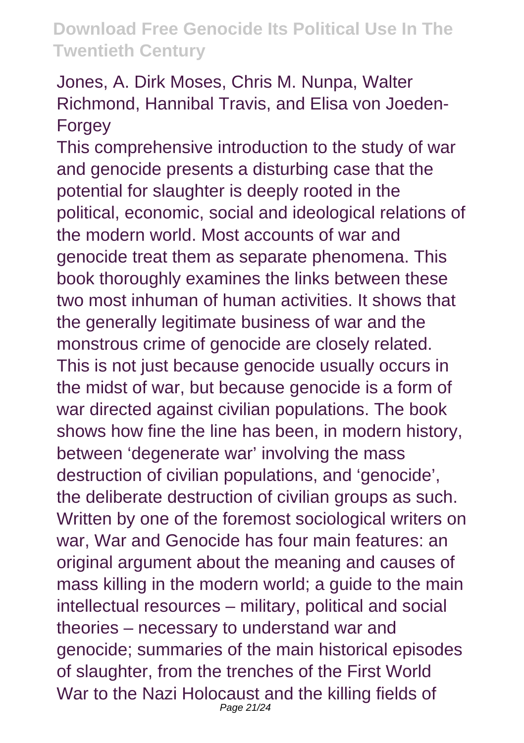Jones, A. Dirk Moses, Chris M. Nunpa, Walter Richmond, Hannibal Travis, and Elisa von Joeden-Forgey

This comprehensive introduction to the study of war and genocide presents a disturbing case that the potential for slaughter is deeply rooted in the political, economic, social and ideological relations of the modern world. Most accounts of war and genocide treat them as separate phenomena. This book thoroughly examines the links between these two most inhuman of human activities. It shows that the generally legitimate business of war and the monstrous crime of genocide are closely related. This is not just because genocide usually occurs in the midst of war, but because genocide is a form of war directed against civilian populations. The book shows how fine the line has been, in modern history, between 'degenerate war' involving the mass destruction of civilian populations, and 'genocide', the deliberate destruction of civilian groups as such. Written by one of the foremost sociological writers on war, War and Genocide has four main features: an original argument about the meaning and causes of mass killing in the modern world; a guide to the main intellectual resources – military, political and social theories – necessary to understand war and genocide; summaries of the main historical episodes of slaughter, from the trenches of the First World War to the Nazi Holocaust and the killing fields of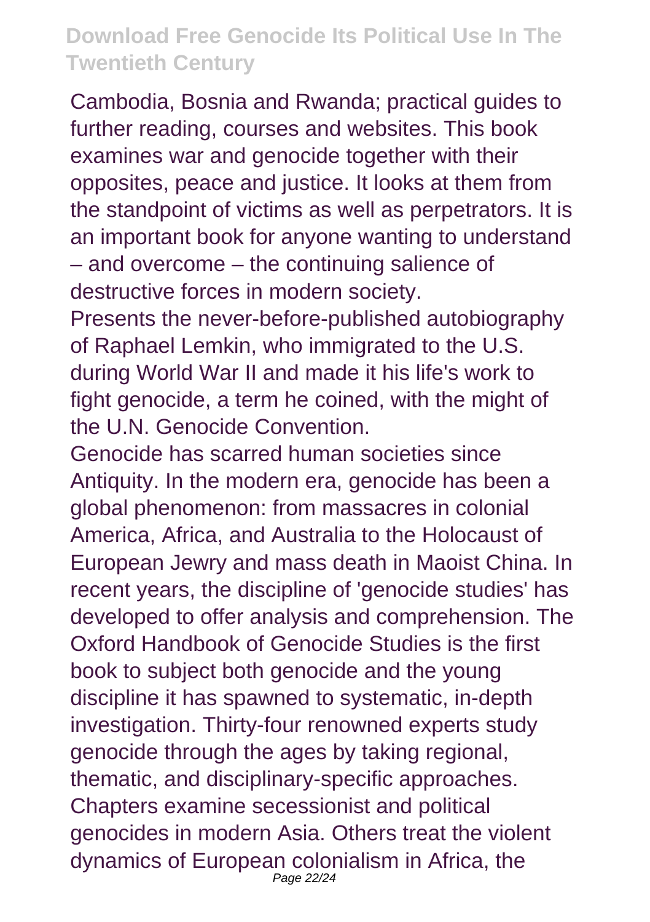Cambodia, Bosnia and Rwanda; practical guides to further reading, courses and websites. This book examines war and genocide together with their opposites, peace and justice. It looks at them from the standpoint of victims as well as perpetrators. It is an important book for anyone wanting to understand – and overcome – the continuing salience of destructive forces in modern society.

Presents the never-before-published autobiography of Raphael Lemkin, who immigrated to the U.S. during World War II and made it his life's work to fight genocide, a term he coined, with the might of the U.N. Genocide Convention.

Genocide has scarred human societies since Antiquity. In the modern era, genocide has been a global phenomenon: from massacres in colonial America, Africa, and Australia to the Holocaust of European Jewry and mass death in Maoist China. In recent years, the discipline of 'genocide studies' has developed to offer analysis and comprehension. The Oxford Handbook of Genocide Studies is the first book to subject both genocide and the young discipline it has spawned to systematic, in-depth investigation. Thirty-four renowned experts study genocide through the ages by taking regional, thematic, and disciplinary-specific approaches. Chapters examine secessionist and political genocides in modern Asia. Others treat the violent dynamics of European colonialism in Africa, the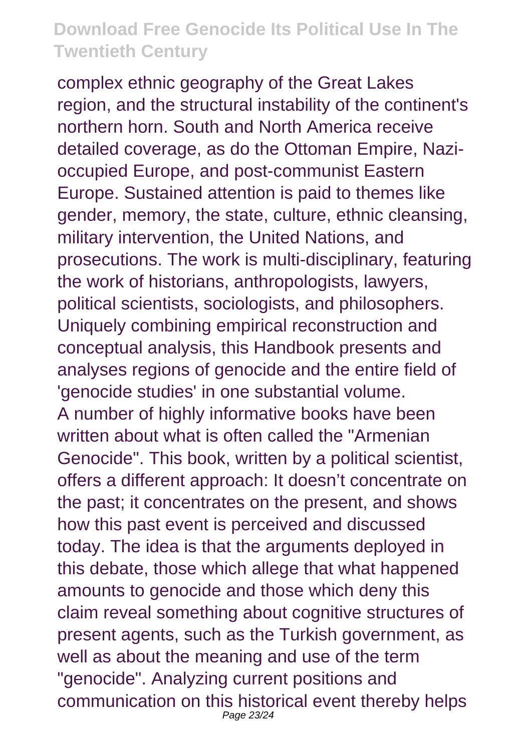complex ethnic geography of the Great Lakes region, and the structural instability of the continent's northern horn. South and North America receive detailed coverage, as do the Ottoman Empire, Nazi-occupied Europe, and post-communist Eastern Europe. Sustained attention is paid to themes like gender, memory, the state, culture, ethnic cleansing, military intervention, the United Nations, and prosecutions. The work is multi-disciplinary, featuring the work of historians, anthropologists, lawyers, political scientists, sociologists, and philosophers. Uniquely combining empirical reconstruction and conceptual analysis, this Handbook presents and analyses regions of genocide and the entire field of 'genocide studies' in one substantial volume.

A number of highly informative books have been written about what is often called the "Armenian Genocide". This book, written by a political scientist, offers a different approach: It doesn't concentrate on the past; it concentrates on the present, and shows how this past event is perceived and discussed today. The idea is that the arguments deployed in this debate, those which allege that what happened amounts to genocide and those which deny this claim reveal something about cognitive structures of present agents, such as the Turkish government, as well as about the meaning and use of the term "genocide". Analyzing current positions and communication on this historical event thereby helps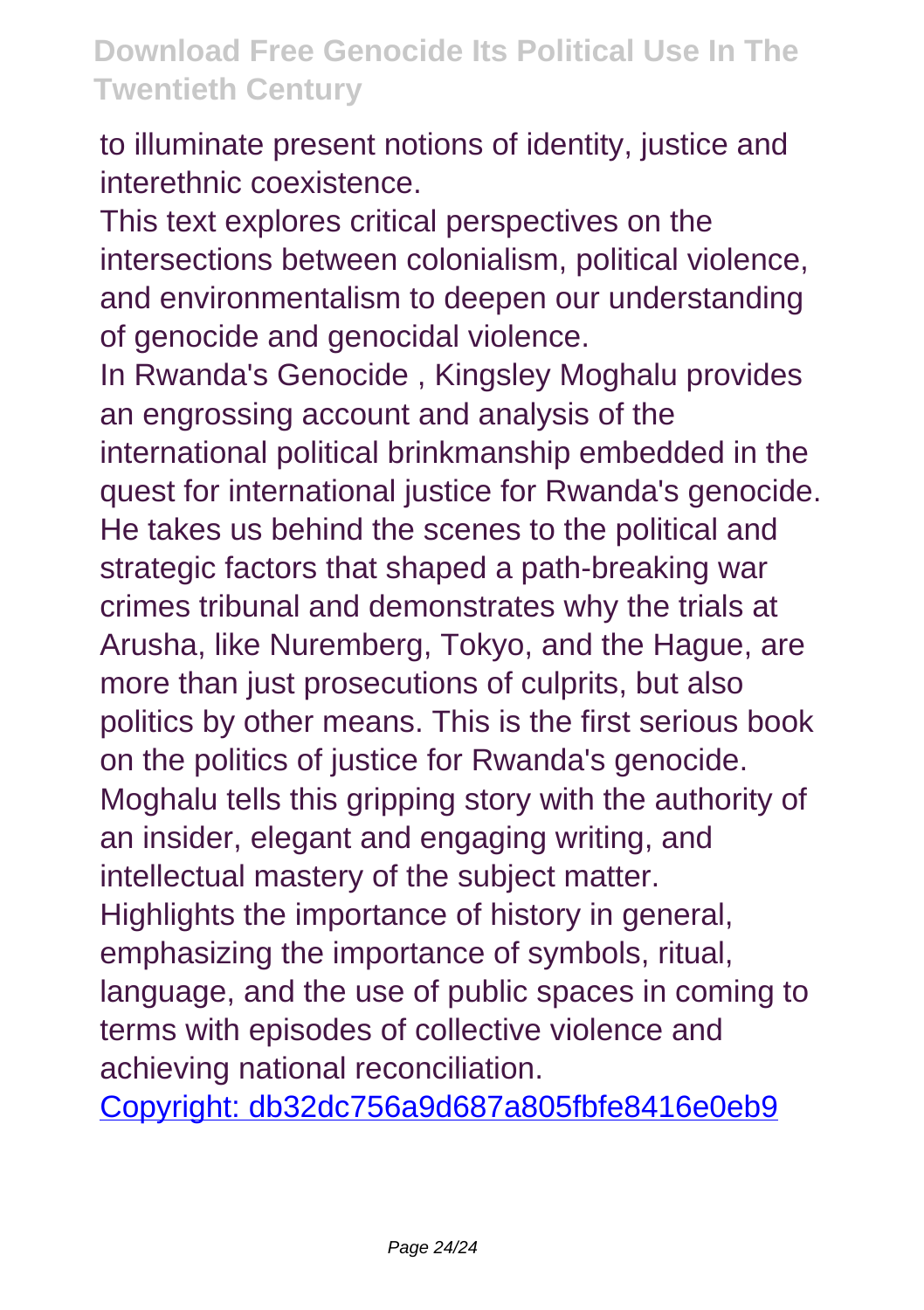to illuminate present notions of identity, justice and interethnic coexistence.

This text explores critical perspectives on the intersections between colonialism, political violence, and environmentalism to deepen our understanding of genocide and genocidal violence.

In Rwanda's Genocide , Kingsley Moghalu provides an engrossing account and analysis of the international political brinkmanship embedded in the quest for international justice for Rwanda's genocide. He takes us behind the scenes to the political and strategic factors that shaped a path-breaking war crimes tribunal and demonstrates why the trials at Arusha, like Nuremberg, Tokyo, and the Hague, are more than just prosecutions of culprits, but also politics by other means. This is the first serious book on the politics of justice for Rwanda's genocide. Moghalu tells this gripping story with the authority of an insider, elegant and engaging writing, and intellectual mastery of the subject matter.

Highlights the importance of history in general, emphasizing the importance of symbols, ritual, language, and the use of public spaces in coming to terms with episodes of collective violence and achieving national reconciliation.

Copyright: db32dc756a9d687a805fbfe8416e0eb9